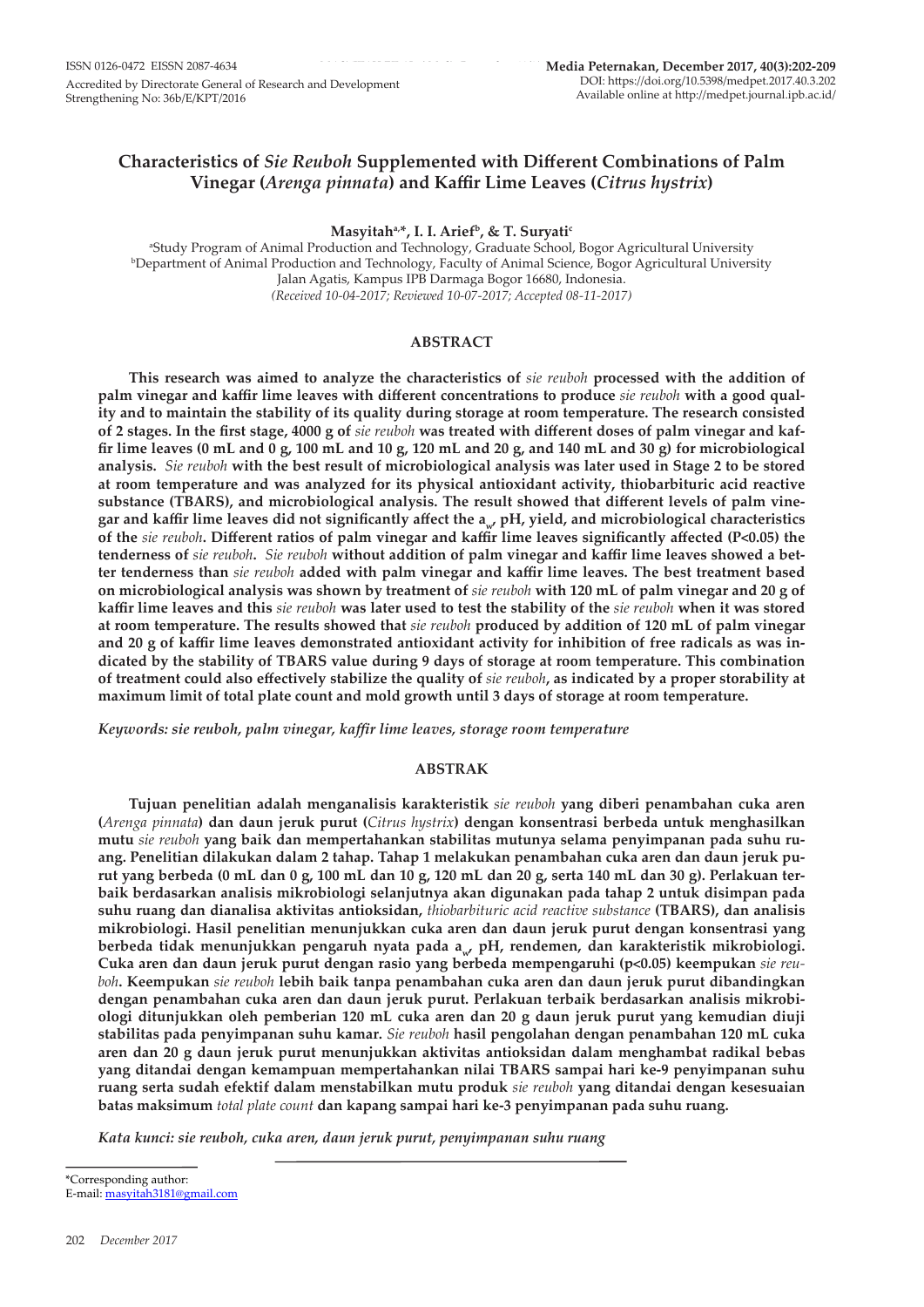ISSN 0126-0472 EISSN 2087-4634
Accredited by Directorate General of Research and Development Strengthening No: 36b/E/KPT/2016

Media Peternakan, December 2017, 40(3):202-209
DOI: https://doi.org/10.5398/medpet.2017.40.3.202
Available online at http://medpet.journal.ipb.ac.id/

# Characteristics of *Sie Reuboh* Supplemented with Different Combinations of Palm Vinegar (*Arenga pinnata*) and Kaffir Lime Leaves (*Citrus hystrix*)

**Masyitah[a,*], I. I. Arief[b], & T. Suryati[c]**

[a]Study Program of Animal Production and Technology, Graduate School, Bogor Agricultural University
[b]Department of Animal Production and Technology, Faculty of Animal Science, Bogor Agricultural University
Jalan Agatis, Kampus IPB Darmaga Bogor 16680, Indonesia.
*(Received 10-04-2017; Reviewed 10-07-2017; Accepted 08-11-2017)*

## ABSTRACT

**This research was aimed to analyze the characteristics of *sie reuboh* processed with the addition of palm vinegar and kaffir lime leaves with different concentrations to produce *sie reuboh* with a good quality and to maintain the stability of its quality during storage at room temperature. The research consisted of 2 stages. In the first stage, 4000 g of *sie reuboh* was treated with different doses of palm vinegar and kaffir lime leaves (0 mL and 0 g, 100 mL and 10 g, 120 mL and 20 g, and 140 mL and 30 g) for microbiological analysis. *Sie reuboh* with the best result of microbiological analysis was later used in Stage 2 to be stored at room temperature and was analyzed for its physical antioxidant activity, thiobarbituric acid reactive substance (TBARS), and microbiological analysis. The result showed that different levels of palm vinegar and kaffir lime leaves did not significantly affect the $a_w$, pH, yield, and microbiological characteristics of the *sie reuboh*. Different ratios of palm vinegar and kaffir lime leaves significantly affected ($P<0.05$) the tenderness of *sie reuboh*. *Sie reuboh* without addition of palm vinegar and kaffir lime leaves showed a better tenderness than *sie reuboh* added with palm vinegar and kaffir lime leaves. The best treatment based on microbiological analysis was shown by treatment of *sie reuboh* with 120 mL of palm vinegar and 20 g of kaffir lime leaves and this *sie reuboh* was later used to test the stability of the *sie reuboh* when it was stored at room temperature. The results showed that *sie reuboh* produced by addition of 120 mL of palm vinegar and 20 g of kaffir lime leaves demonstrated antioxidant activity for inhibition of free radicals as was indicated by the stability of TBARS value during 9 days of storage at room temperature. This combination of treatment could also effectively stabilize the quality of *sie reuboh*, as indicated by a proper storability at maximum limit of total plate count and mold growth until 3 days of storage at room temperature.**

***Keywords: sie reuboh, palm vinegar, kaffir lime leaves, storage room temperature***

## ABSTRAK

**Tujuan penelitian adalah menganalisis karakteristik *sie reuboh* yang diberi penambahan cuka aren (*Arenga pinnata*) dan daun jeruk purut (*Citrus hystrix*) dengan konsentrasi berbeda untuk menghasilkan mutu *sie reuboh* yang baik dan mempertahankan stabilitas mutunya selama penyimpanan pada suhu ruang. Penelitian dilakukan dalam 2 tahap. Tahap 1 melakukan penambahan cuka aren dan daun jeruk purut yang berbeda (0 mL dan 0 g, 100 mL dan 10 g, 120 mL dan 20 g, serta 140 mL dan 30 g). Perlakuan terbaik berdasarkan analisis mikrobiologi selanjutnya akan digunakan pada tahap 2 untuk disimpan pada suhu ruang dan dianalisa aktivitas antioksidan, *thiobarbituric acid reactive substance* (TBARS), dan analisis mikrobiologi. Hasil penelitian menunjukkan cuka aren dan daun jeruk purut dengan konsentrasi yang berbeda tidak menunjukkan pengaruh nyata pada $a_w$, pH, rendemen, dan karakteristik mikrobiologi. Cuka aren dan daun jeruk purut dengan rasio yang berbeda mempengaruhi ($p<0.05$) keempukan *sie reuboh*. Keempukan *sie reuboh* lebih baik tanpa penambahan cuka aren dan daun jeruk purut dibandingkan dengan penambahan cuka aren dan daun jeruk purut. Perlakuan terbaik berdasarkan analisis mikrobiologi ditunjukkan oleh pemberian 120 mL cuka aren dan 20 g daun jeruk purut yang kemudian diuji stabilitas pada penyimpanan suhu kamar. *Sie reuboh* hasil pengolahan dengan penambahan 120 mL cuka aren dan 20 g daun jeruk purut menunjukkan aktivitas antioksidan dalam menghambat radikal bebas yang ditandai dengan kemampuan mempertahankan nilai TBARS sampai hari ke-9 penyimpanan suhu ruang serta sudah efektif dalam menstabilkan mutu produk *sie reuboh* yang ditandai dengan kesesuaian batas maksimum *total plate count* dan kapang sampai hari ke-3 penyimpanan pada suhu ruang.**

***Kata kunci: sie reuboh, cuka aren, daun jeruk purut, penyimpanan suhu ruang***

*Corresponding author:
E-mail: masyitah3181@gmail.com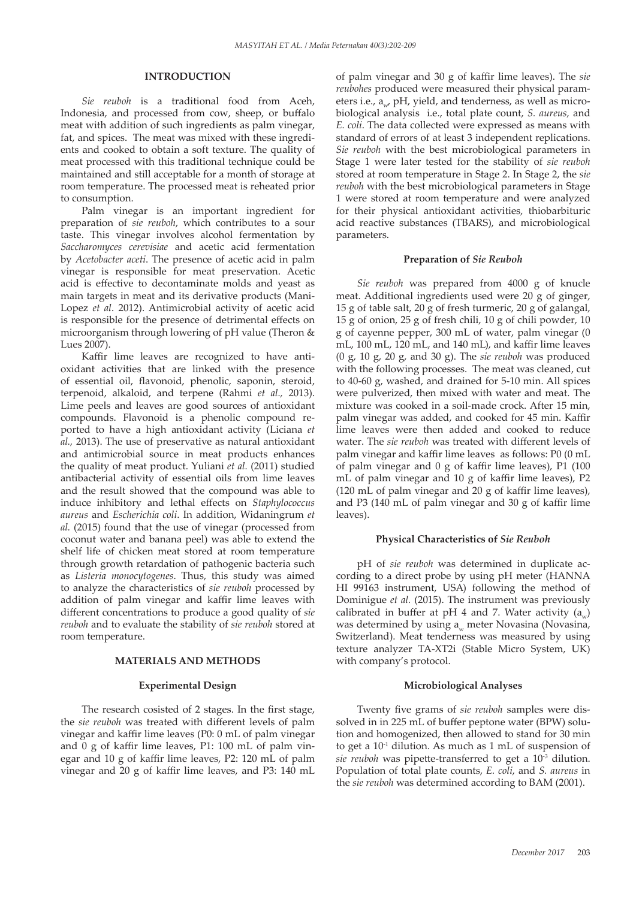## INTRODUCTION

*Sie reuboh* is a traditional food from Aceh, Indonesia, and processed from cow, sheep, or buffalo meat with addition of such ingredients as palm vinegar, fat, and spices. The meat was mixed with these ingredients and cooked to obtain a soft texture. The quality of meat processed with this traditional technique could be maintained and still acceptable for a month of storage at room temperature. The processed meat is reheated prior to consumption.

Palm vinegar is an important ingredient for preparation of *sie reuboh*, which contributes to a sour taste. This vinegar involves alcohol fermentation by *Saccharomyces cerevisiae* and acetic acid fermentation by *Acetobacter aceti*. The presence of acetic acid in palm vinegar is responsible for meat preservation. Acetic acid is effective to decontaminate molds and yeast as main targets in meat and its derivative products (Mani-Lopez *et al*. 2012). Antimicrobial activity of acetic acid is responsible for the presence of detrimental effects on microorganism through lowering of pH value (Theron & Lues 2007).

Kaffir lime leaves are recognized to have antioxidant activities that are linked with the presence of essential oil, flavonoid, phenolic, saponin, steroid, terpenoid, alkaloid, and terpene (Rahmi *et al.,* 2013). Lime peels and leaves are good sources of antioxidant compounds. Flavonoid is a phenolic compound reported to have a high antioxidant activity (Liciana *et al.,* 2013). The use of preservative as natural antioxidant and antimicrobial source in meat products enhances the quality of meat product. Yuliani *et al.* (2011) studied antibacterial activity of essential oils from lime leaves and the result showed that the compound was able to induce inhibitory and lethal effects on *Staphylococcus aureus* and *Escherichia coli*. In addition, Widaningrum *et al.* (2015) found that the use of vinegar (processed from coconut water and banana peel) was able to extend the shelf life of chicken meat stored at room temperature through growth retardation of pathogenic bacteria such as *Listeria monocytogenes*. Thus, this study was aimed to analyze the characteristics of *sie reuboh* processed by addition of palm vinegar and kaffir lime leaves with different concentrations to produce a good quality of *sie reuboh* and to evaluate the stability of *sie reuboh* stored at room temperature.

## MATERIALS AND METHODS

### Experimental Design

The research cosisted of 2 stages. In the first stage, the *sie reuboh* was treated with different levels of palm vinegar and kaffir lime leaves (P0: 0 mL of palm vinegar and 0 g of kaffir lime leaves, P1: 100 mL of palm vinegar and 10 g of kaffir lime leaves, P2: 120 mL of palm vinegar and 20 g of kaffir lime leaves, and P3: 140 mL of palm vinegar and 30 g of kaffir lime leaves). The *sie reubohes* produced were measured their physical parameters i.e., $a_w$, pH, yield, and tenderness, as well as microbiological analysis i.e., total plate count, *S. aureus,* and *E. coli*. The data collected were expressed as means with standard of errors of at least 3 independent replications. *Sie reuboh* with the best microbiological parameters in Stage 1 were later tested for the stability of *sie reuboh* stored at room temperature in Stage 2. In Stage 2, the *sie reuboh* with the best microbiological parameters in Stage 1 were stored at room temperature and were analyzed for their physical antioxidant activities, thiobarbituric acid reactive substances (TBARS), and microbiological parameters.

### Preparation of *Sie Reuboh*

*Sie reuboh* was prepared from 4000 g of knucle meat. Additional ingredients used were 20 g of ginger, 15 g of table salt, 20 g of fresh turmeric, 20 g of galangal, 15 g of onion, 25 g of fresh chili, 10 g of chili powder, 10 g of cayenne pepper, 300 mL of water, palm vinegar (0 mL, 100 mL, 120 mL, and 140 mL), and kaffir lime leaves (0 g, 10 g, 20 g, and 30 g). The *sie reuboh* was produced with the following processes. The meat was cleaned, cut to 40-60 g, washed, and drained for 5-10 min. All spices were pulverized, then mixed with water and meat. The mixture was cooked in a soil-made crock. After 15 min, palm vinegar was added, and cooked for 45 min. Kaffir lime leaves were then added and cooked to reduce water. The *sie reuboh* was treated with different levels of palm vinegar and kaffir lime leaves as follows: P0 (0 mL of palm vinegar and 0 g of kaffir lime leaves), P1 (100 mL of palm vinegar and 10 g of kaffir lime leaves), P2 (120 mL of palm vinegar and 20 g of kaffir lime leaves), and P3 (140 mL of palm vinegar and 30 g of kaffir lime leaves).

### Physical Characteristics of *Sie Reuboh*

pH of *sie reuboh* was determined in duplicate according to a direct probe by using pH meter (HANNA HI 99163 instrument, USA) following the method of Dominigue *et al.* (2015). The instrument was previously calibrated in buffer at pH 4 and 7. Water activity ($a_w$) was determined by using $a_w$ meter Novasina (Novasina, Switzerland). Meat tenderness was measured by using texture analyzer TA-XT2i (Stable Micro System, UK) with company's protocol.

### Microbiological Analyses

Twenty five grams of *sie reuboh* samples were dissolved in in 225 mL of buffer peptone water (BPW) solution and homogenized, then allowed to stand for 30 min to get a $10^{-1}$ dilution. As much as 1 mL of suspension of *sie reuboh* was pipette-transferred to get a $10^{-3}$ dilution. Population of total plate counts, *E. coli*, and *S. aureus* in the *sie reuboh* was determined according to BAM (2001).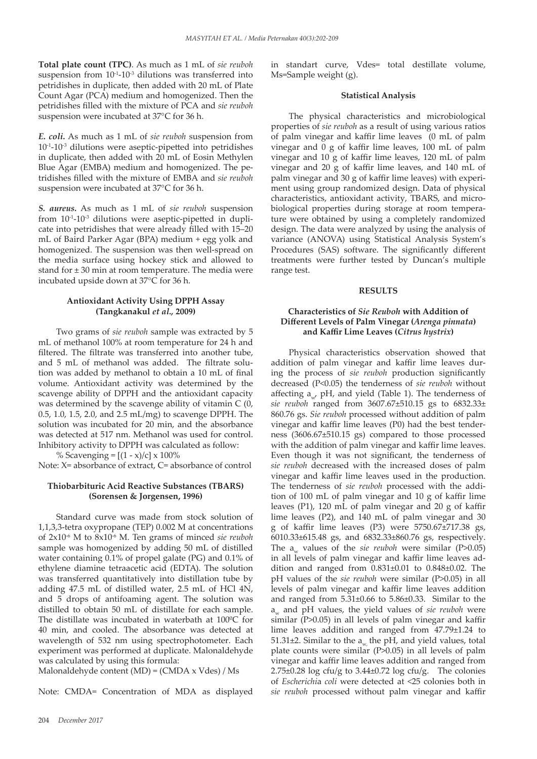**Total plate count (TPC)**. As much as 1 mL of *sie reuboh* suspension from $10^{-1}$-$10^{-3}$ dilutions was transferred into petridishes in duplicate, then added with 20 mL of Plate Count Agar (PCA) medium and homogenized. Then the petridishes filled with the mixture of PCA and *sie reuboh* suspension were incubated at 37°C for 36 h.

***E. coli.*** As much as 1 mL of *sie reuboh* suspension from $10^{-1}$-$10^{-3}$ dilutions were aseptic-pipetted into petridishes in duplicate, then added with 20 mL of Eosin Methylen Blue Agar (EMBA) medium and homogenized. The petridishes filled with the mixture of EMBA and *sie reuboh* suspension were incubated at 37°C for 36 h.

***S. aureus.*** As much as 1 mL of *sie reuboh* suspension from $10^{-1}$-$10^{-3}$ dilutions were aseptic-pipetted in duplicate into petridishes that were already filled with 15–20 mL of Baird Parker Agar (BPA) medium + egg yolk and homogenized. The suspension was then well-spread on the media surface using hockey stick and allowed to stand for ± 30 min at room temperature. The media were incubated upside down at 37°C for 36 h.

### Antioxidant Activity Using DPPH Assay (Tangkanakul *et al.*, 2009)

Two grams of *sie reuboh* sample was extracted by 5 mL of methanol 100% at room temperature for 24 h and filtered. The filtrate was transferred into another tube, and 5 mL of methanol was added. The filtrate solution was added by methanol to obtain a 10 mL of final volume. Antioxidant activity was determined by the scavenge ability of DPPH and the antioxidant capacity was determined by the scavenge ability of vitamin C (0, 0.5, 1.0, 1.5, 2.0, and 2.5 mL/mg) to scavenge DPPH. The solution was incubated for 20 min, and the absorbance was detected at 517 nm. Methanol was used for control. Inhibitory activity to DPPH was calculated as follow:

$$\% \text{ Scavenging} = [(1 - x)/c] \times 100\%$$

Note: X= absorbance of extract, C= absorbance of control

### Thiobarbituric Acid Reactive Substances (TBARS) (Sorensen & Jorgensen, 1996)

Standard curve was made from stock solution of 1,1,3,3-tetra oxypropane (TEP) 0.002 M at concentrations of $2\times10^{-6}$ M to $8\times10^{-6}$ M. Ten grams of minced *sie reuboh* sample was homogenized by adding 50 mL of distilled water containing 0.1% of propel galate (PG) and 0.1% of ethylene diamine tetraacetic acid (EDTA). The solution was transferred quantitatively into distillation tube by adding 47.5 mL of distilled water, 2.5 mL of HCl 4N, and 5 drops of antifoaming agent. The solution was distilled to obtain 50 mL of distillate for each sample. The distillate was incubated in waterbath at 100ºC for 40 min, and cooled. The absorbance was detected at wavelength of 532 nm using spectrophotometer. Each experiment was performed at duplicate. Malonaldehyde was calculated by using this formula:

$$\text{Malonaldehyde content (MD)} = (\text{CMDA} \times \text{Vdes}) / \text{Ms}$$

Note: CMDA= Concentration of MDA as displayed in standart curve, Vdes= total destillate volume, Ms=Sample weight (g).

### Statistical Analysis

The physical characteristics and microbiological properties of *sie reuboh* as a result of using various ratios of palm vinegar and kaffir lime leaves (0 mL of palm vinegar and 0 g of kaffir lime leaves, 100 mL of palm vinegar and 10 g of kaffir lime leaves, 120 mL of palm vinegar and 20 g of kaffir lime leaves, and 140 mL of palm vinegar and 30 g of kaffir lime leaves) with experiment using group randomized design. Data of physical characteristics, antioxidant activity, TBARS, and microbiological properties during storage at room temperature were obtained by using a completely randomized design. The data were analyzed by using the analysis of variance (ANOVA) using Statistical Analysis System's Procedures (SAS) software. The significantly different treatments were further tested by Duncan's multiple range test.

## RESULTS

### Characteristics of *Sie Reuboh* with Addition of Different Levels of Palm Vinegar (*Arenga pinnata*) and Kaffir Lime Leaves (*Citrus hystrix*)

Physical characteristics observation showed that addition of palm vinegar and kaffir lime leaves during the process of *sie reuboh* production significantly decreased ($P<0.05$) the tenderness of *sie reuboh* without affecting $a_w$, pH, and yield (Table 1). The tenderness of *sie reuboh* ranged from 3607.67±510.15 gs to 6832.33± 860.76 gs. *Sie reuboh* processed without addition of palm vinegar and kaffir lime leaves (P0) had the best tenderness (3606.67±510.15 gs) compared to those processed with the addition of palm vinegar and kaffir lime leaves. Even though it was not significant, the tenderness of *sie reuboh* decreased with the increased doses of palm vinegar and kaffir lime leaves used in the production. The tenderness of *sie reuboh* processed with the addition of 100 mL of palm vinegar and 10 g of kaffir lime leaves (P1), 120 mL of palm vinegar and 20 g of kaffir lime leaves (P2), and 140 mL of palm vinegar and 30 g of kaffir lime leaves (P3) were 5750.67±717.38 gs, 6010.33±615.48 gs, and 6832.33±860.76 gs, respectively. The $a_w$ values of the *sie reuboh* were similar ($P>0.05$) in all levels of palm vinegar and kaffir lime leaves addition and ranged from 0.831±0.01 to 0.848±0.02. The pH values of the *sie reuboh* were similar ($P>0.05$) in all levels of palm vinegar and kaffir lime leaves addition and ranged from 5.31±0.66 to 5.86±0.33. Similar to the $a_w$ and pH values, the yield values of *sie reuboh* were similar ($P>0.05$) in all levels of palm vinegar and kaffir lime leaves addition and ranged from 47.79±1.24 to 51.31±2. Similar to the $a_w$, the pH, and yield values, total plate counts were similar ($P>0.05$) in all levels of palm vinegar and kaffir lime leaves addition and ranged from 2.75±0.28 log cfu/g to 3.44±0.72 log cfu/g. The colonies of *Escherichia coli* were detected at <25 colonies both in *sie reuboh* processed without palm vinegar and kaffir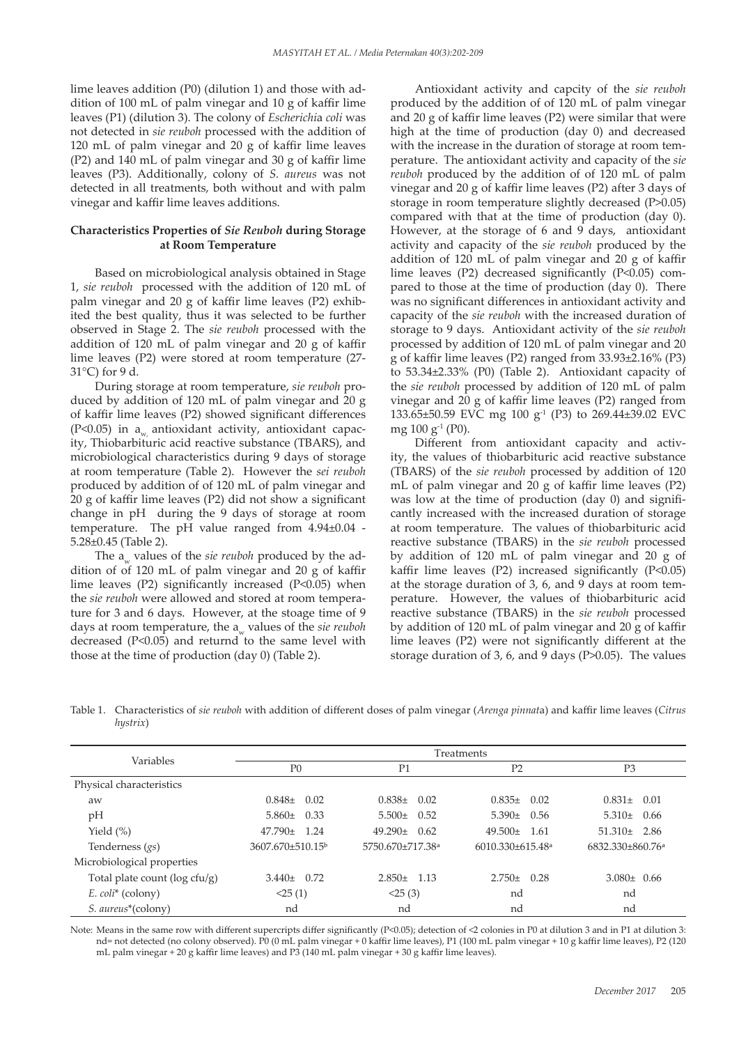lime leaves addition (P0) (dilution 1) and those with addition of 100 mL of palm vinegar and 10 g of kaffir lime leaves (P1) (dilution 3). The colony of *Escherichia coli* was not detected in *sie reuboh* processed with the addition of 120 mL of palm vinegar and 20 g of kaffir lime leaves (P2) and 140 mL of palm vinegar and 30 g of kaffir lime leaves (P3). Additionally, colony of *S. aureus* was not detected in all treatments, both without and with palm vinegar and kaffir lime leaves additions.

### Characteristics Properties of *Sie Reuboh* during Storage at Room Temperature

Based on microbiological analysis obtained in Stage 1, *sie reuboh* processed with the addition of 120 mL of palm vinegar and 20 g of kaffir lime leaves (P2) exhibited the best quality, thus it was selected to be further observed in Stage 2. The *sie reuboh* processed with the addition of 120 mL of palm vinegar and 20 g of kaffir lime leaves (P2) were stored at room temperature (27-31°C) for 9 d.

During storage at room temperature, *sie reuboh* produced by addition of 120 mL of palm vinegar and 20 g of kaffir lime leaves (P2) showed significant differences ($P<0.05$) in $a_w$, antioxidant activity, antioxidant capacity, Thiobarbituric acid reactive substance (TBARS), and microbiological characteristics during 9 days of storage at room temperature (Table 2). However the *sei reuboh* produced by addition of of 120 mL of palm vinegar and 20 g of kaffir lime leaves (P2) did not show a significant change in pH during the 9 days of storage at room temperature. The pH value ranged from 4.94±0.04 - 5.28±0.45 (Table 2).

The $a_w$ values of the *sie reuboh* produced by the addition of of 120 mL of palm vinegar and 20 g of kaffir lime leaves (P2) significantly increased ($P<0.05$) when the *sie reuboh* were allowed and stored at room temperature for 3 and 6 days. However, at the stoage time of 9 days at room temperature, the $a_w$ values of the *sie reuboh* decreased ($P<0.05$) and returnd to the same level with those at the time of production (day 0) (Table 2).

Antioxidant activity and capcity of the *sie reuboh* produced by the addition of of 120 mL of palm vinegar and 20 g of kaffir lime leaves (P2) were similar that were high at the time of production (day 0) and decreased with the increase in the duration of storage at room temperature. The antioxidant activity and capacity of the *sie reuboh* produced by the addition of of 120 mL of palm vinegar and 20 g of kaffir lime leaves (P2) after 3 days of storage in room temperature slightly decreased ($P>0.05$) compared with that at the time of production (day 0). However, at the storage of 6 and 9 days, antioxidant activity and capacity of the *sie reuboh* produced by the addition of 120 mL of palm vinegar and 20 g of kaffir lime leaves (P2) decreased significantly ($P<0.05$) compared to those at the time of production (day 0). There was no significant differences in antioxidant activity and capacity of the *sie reuboh* with the increased duration of storage to 9 days. Antioxidant activity of the *sie reuboh* processed by addition of 120 mL of palm vinegar and 20 g of kaffir lime leaves (P2) ranged from 33.93±2.16% (P3) to 53.34±2.33% (P0) (Table 2). Antioxidant capacity of the *sie reuboh* processed by addition of 120 mL of palm vinegar and 20 g of kaffir lime leaves (P2) ranged from 133.65±50.59 EVC mg 100 $g^{-1}$ (P3) to 269.44±39.02 EVC mg 100 $g^{-1}$ (P0).

Different from antioxidant capacity and activity, the values of thiobarbituric acid reactive substance (TBARS) of the *sie reuboh* processed by addition of 120 mL of palm vinegar and 20 g of kaffir lime leaves (P2) was low at the time of production (day 0) and significantly increased with the increased duration of storage at room temperature. The values of thiobarbituric acid reactive substance (TBARS) in the *sie reuboh* processed by addition of 120 mL of palm vinegar and 20 g of kaffir lime leaves (P2) increased significantly ($P<0.05$) at the storage duration of 3, 6, and 9 days at room temperature. However, the values of thiobarbituric acid reactive substance (TBARS) in the *sie reuboh* processed by addition of 120 mL of palm vinegar and 20 g of kaffir lime leaves (P2) were not significantly different at the storage duration of 3, 6, and 9 days ($P>0.05$). The values

Table 1. Characteristics of *sie reuboh* with addition of different doses of palm vinegar (*Arenga pinnata*) and kaffir lime leaves (*Citrus hystrix*)

| Variables | Treatments | | | |
|---|---|---|---|---|
| | P0 | P1 | P2 | P3 |
| Physical characteristics | | | | |
| aw | 0.848± 0.02 | 0.838± 0.02 | 0.835± 0.02 | 0.831± 0.01 |
| pH | 5.860± 0.33 | 5.500± 0.52 | 5.390± 0.56 | 5.310± 0.66 |
| Yield (%) | 47.790± 1.24 | 49.290± 0.62 | 49.500± 1.61 | 51.310± 2.86 |
| Tenderness (*gs*) | 3607.670±510.15[b] | 5750.670±717.38[a] | 6010.330±615.48[a] | 6832.330±860.76[a] |
| Microbiological properties | | | | |
| Total plate count (log cfu/g) | 3.440± 0.72 | 2.850± 1.13 | 2.750± 0.28 | 3.080± 0.66 |
| *E. coli** (colony) | <25 (1) | <25 (3) | nd | nd |
| *S. aureus**(colony) | nd | nd | nd | nd |

Note: Means in the same row with different supercripts differ significantly ($P<0.05$); detection of <2 colonies in P0 at dilution 3 and in P1 at dilution 3: nd= not detected (no colony observed). P0 (0 mL palm vinegar + 0 kaffir lime leaves), P1 (100 mL palm vinegar + 10 g kaffir lime leaves), P2 (120 mL palm vinegar + 20 g kaffir lime leaves) and P3 (140 mL palm vinegar + 30 g kaffir lime leaves).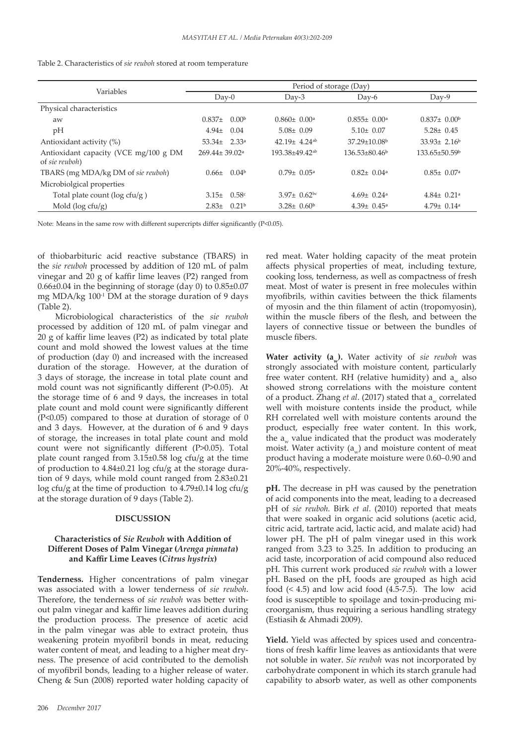Table 2. Characteristics of *sie reuboh* stored at room temperature

| Variables | Period of storage (Day) | | | |
|---|---|---|---|---|
| | Day-0 | Day-3 | Day-6 | Day-9 |
| Physical characteristics | | | | |
| aw | 0.837± 0.00[b] | 0.860± 0.00[a] | 0.855± 0.00[a] | 0.837± 0.00[b] |
| pH | 4.94± 0.04 | 5.08± 0.09 | 5.10± 0.07 | 5.28± 0.45 |
| Antioxidant activity (%) | 53.34± 2.33[a] | 42.19± 4.24[ab] | 37.29±10.08[b] | 33.93± 2.16[b] |
| Antioxidant capacity (VCE mg/100 g DM of *sie reuboh*) | 269.44± 39.02[a] | 193.38±49.42[ab] | 136.53±80.46[b] | 133.65±50.59[b] |
| TBARS (mg MDA/kg DM of *sie reuboh*) | 0.66± 0.04[b] | 0.79± 0.05[a] | 0.82± 0.04[a] | 0.85± 0.07[a] |
| Microbiolgical properties | | | | |
| Total plate count (log cfu/g ) | 3.15± 0.58[c] | 3.97± 0.62[bc] | 4.69± 0.24[a] | 4.84± 0.21[a] |
| Mold (log cfu/g) | 2.83± 0.21[b] | 3.28± 0.60[b] | 4.39± 0.45[a] | 4.79± 0.14[a] |

Note: Means in the same row with different supercripts differ significantly (P<0.05).

of thiobarbituric acid reactive substance (TBARS) in the *sie reuboh* processed by addition of 120 mL of palm vinegar and 20 g of kaffir lime leaves (P2) ranged from 0.66±0.04 in the beginning of storage (day 0) to 0.85±0.07 mg MDA/kg $100^{-1}$ DM at the storage duration of 9 days (Table 2).

Microbiological characteristics of the *sie reuboh* processed by addition of 120 mL of palm vinegar and 20 g of kaffir lime leaves (P2) as indicated by total plate count and mold showed the lowest values at the time of production (day 0) and increased with the increased duration of the storage. However, at the duration of 3 days of storage, the increase in total plate count and mold count was not significantly different (P>0.05). At the storage time of 6 and 9 days, the increases in total plate count and mold count were significantly different (P<0.05) compared to those at duration of storage of 0 and 3 days. However, at the duration of 6 and 9 days of storage, the increases in total plate count and mold count were not significantly different (P>0.05). Total plate count ranged from 3.15±0.58 log cfu/g at the time of production to 4.84±0.21 log cfu/g at the storage duration of 9 days, while mold count ranged from 2.83±0.21 log cfu/g at the time of production to 4.79±0.14 log cfu/g at the storage duration of 9 days (Table 2).

## DISCUSSION

### Characteristics of *Sie Reuboh* with Addition of Different Doses of Palm Vinegar (*Arenga pinnata*) and Kaffir Lime Leaves (*Citrus hystrix*)

**Tenderness.** Higher concentrations of palm vinegar was associated with a lower tenderness of *sie reuboh*. Therefore, the tenderness of *sie reuboh* was better without palm vinegar and kaffir lime leaves addition during the production process. The presence of acetic acid in the palm vinegar was able to extract protein, thus weakening protein myofibril bonds in meat, reducing water content of meat, and leading to a higher meat dryness. The presence of acid contributed to the demolish of myofibril bonds, leading to a higher release of water. Cheng & Sun (2008) reported water holding capacity of red meat. Water holding capacity of the meat protein affects physical properties of meat, including texture, cooking loss, tenderness, as well as compactness of fresh meat. Most of water is present in free molecules within myofibrils, within cavities between the thick filaments of myosin and the thin filament of actin (tropomyosin), within the muscle fibers of the flesh, and between the layers of connective tissue or between the bundles of muscle fibers.

**Water activity ($a_w$).** Water activity of *sie reuboh* was strongly associated with moisture content, particularly free water content. RH (relative humidity) and $a_w$ also showed strong correlations with the moisture content of a product. Zhang *et al*. (2017) stated that $a_w$ correlated well with moisture contents inside the product, while RH correlated well with moisture contents around the product, especially free water content. In this work, the $a_w$ value indicated that the product was moderately moist. Water activity ($a_w$) and moisture content of meat product having a moderate moisture were 0.60–0.90 and 20%-40%, respectively.

**pH.** The decrease in pH was caused by the penetration of acid components into the meat, leading to a decreased pH of *sie reuboh.* Birk *et al*. (2010) reported that meats that were soaked in organic acid solutions (acetic acid, citric acid, tartrate acid, lactic acid, and malate acid) had lower pH. The pH of palm vinegar used in this work ranged from 3.23 to 3.25. In addition to producing an acid taste, incorporation of acid compound also reduced pH. This current work produced *sie reuboh* with a lower pH. Based on the pH, foods are grouped as high acid food (< 4.5) and low acid food (4.5-7.5). The low acid food is susceptible to spoilage and toxin-producing microorganism, thus requiring a serious handling strategy (Estiasih & Ahmadi 2009).

**Yield.** Yield was affected by spices used and concentrations of fresh kaffir lime leaves as antioxidants that were not soluble in water. *Sie reuboh* was not incorporated by carbohydrate component in which its starch granule had capability to absorb water, as well as other components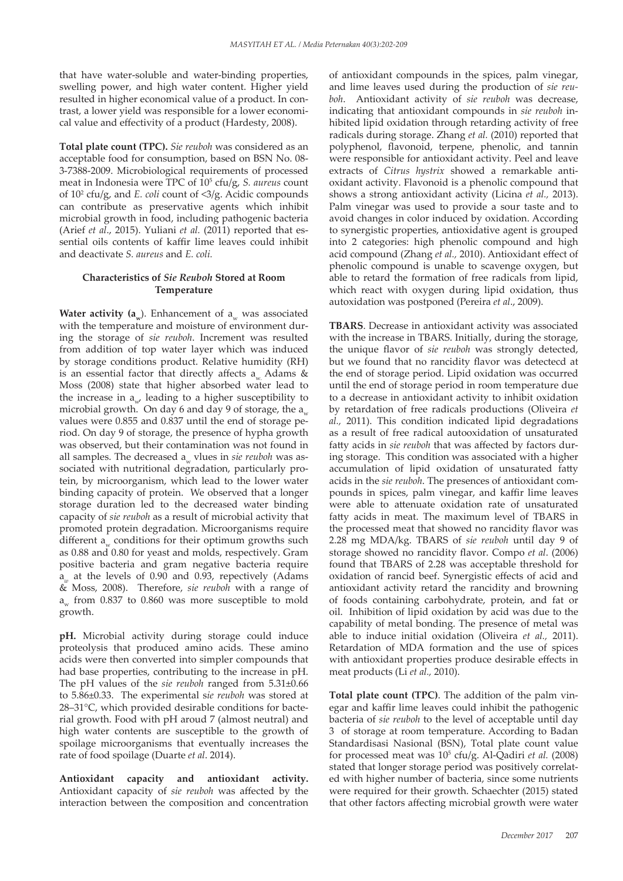that have water-soluble and water-binding properties, swelling power, and high water content. Higher yield resulted in higher economical value of a product. In contrast, a lower yield was responsible for a lower economical value and effectivity of a product (Hardesty, 2008).

**Total plate count (TPC).** *Sie reuboh* was considered as an acceptable food for consumption, based on BSN No. 08-3-7388-2009. Microbiological requirements of processed meat in Indonesia were TPC of $10^5$ cfu/g, *S. aureus* count of $10^2$ cfu/g, and *E. coli* count of <3/g. Acidic compounds can contribute as preservative agents which inhibit microbial growth in food, including pathogenic bacteria (Arief *et al*., 2015). Yuliani *et al.* (2011) reported that essential oils contents of kaffir lime leaves could inhibit and deactivate *S. aureus* and *E. coli.*

### Characteristics of *Sie Reuboh* Stored at Room Temperature

**Water activity ($a_w$).** Enhancement of $a_w$ was associated with the temperature and moisture of environment during the storage of *sie reuboh*. Increment was resulted from addition of top water layer which was induced by storage conditions product. Relative humidity (RH) is an essential factor that directly affects $a_w$. Adams & Moss (2008) state that higher absorbed water lead to the increase in $a_w$, leading to a higher susceptibility to microbial growth. On day 6 and day 9 of storage, the $a_w$ values were 0.855 and 0.837 until the end of storage period. On day 9 of storage, the presence of hypha growth was observed, but their contamination was not found in all samples. The decreased $a_w$ vlues in *sie reuboh* was associated with nutritional degradation, particularly protein, by microorganism, which lead to the lower water binding capacity of protein. We observed that a longer storage duration led to the decreased water binding capacity of *sie reuboh* as a result of microbial activity that promoted protein degradation. Microorganisms require different $a_w$ conditions for their optimum growths such as 0.88 and 0.80 for yeast and molds, respectively. Gram positive bacteria and gram negative bacteria require $a_w$ at the levels of 0.90 and 0.93, repectively (Adams & Moss, 2008). Therefore, *sie reuboh* with a range of $a_w$ from 0.837 to 0.860 was more susceptible to mold growth.

**pH.** Microbial activity during storage could induce proteolysis that produced amino acids. These amino acids were then converted into simpler compounds that had base properties, contributing to the increase in pH. The pH values of the *sie reuboh* ranged from 5.31±0.66 to 5.86±0.33. The experimental s*ie reuboh* was stored at 28–31°C, which provided desirable conditions for bacterial growth. Food with pH aroud 7 (almost neutral) and high water contents are susceptible to the growth of spoilage microorganisms that eventually increases the rate of food spoilage (Duarte *et al*. 2014).

**Antioxidant capacity and antioxidant activity.** Antioxidant capacity of *sie reuboh* was affected by the interaction between the composition and concentration of antioxidant compounds in the spices, palm vinegar, and lime leaves used during the production of *sie reuboh*. Antioxidant activity of *sie reuboh* was decrease, indicating that antioxidant compounds in *sie reuboh* inhibited lipid oxidation through retarding activity of free radicals during storage. Zhang *et al.* (2010) reported that polyphenol, flavonoid, terpene, phenolic, and tannin were responsible for antioxidant activity. Peel and leave extracts of *Citrus hystrix* showed a remarkable antioxidant activity. Flavonoid is a phenolic compound that shows a strong antioxidant activity (Licina *et al.,* 2013). Palm vinegar was used to provide a sour taste and to avoid changes in color induced by oxidation. According to synergistic properties, antioxidative agent is grouped into 2 categories: high phenolic compound and high acid compound (Zhang *et al.*, 2010). Antioxidant effect of phenolic compound is unable to scavenge oxygen, but able to retard the formation of free radicals from lipid, which react with oxygen during lipid oxidation, thus autoxidation was postponed (Pereira *et al*., 2009).

**TBARS**. Decrease in antioxidant activity was associated with the increase in TBARS. Initially, during the storage, the unique flavor of *sie reuboh* was strongly detected, but we found that no rancidity flavor was detectecd at the end of storage period. Lipid oxidation was occurred until the end of storage period in room temperature due to a decrease in antioxidant activity to inhibit oxidation by retardation of free radicals productions (Oliveira *et al.,* 2011). This condition indicated lipid degradations as a result of free radical autooxidation of unsaturated fatty acids in *sie reuboh* that was affected by factors during storage. This condition was associated with a higher accumulation of lipid oxidation of unsaturated fatty acids in the *sie reuboh*. The presences of antioxidant compounds in spices, palm vinegar, and kaffir lime leaves were able to attenuate oxidation rate of unsaturated fatty acids in meat. The maximum level of TBARS in the processed meat that showed no rancidity flavor was 2.28 mg MDA/kg. TBARS of *sie reuboh* until day 9 of storage showed no rancidity flavor. Compo *et al*. (2006) found that TBARS of 2.28 was acceptable threshold for oxidation of rancid beef. Synergistic effects of acid and antioxidant activity retard the rancidity and browning of foods containing carbohydrate, protein, and fat or oil. Inhibition of lipid oxidation by acid was due to the capability of metal bonding. The presence of metal was able to induce initial oxidation (Oliveira *et al.,* 2011). Retardation of MDA formation and the use of spices with antioxidant properties produce desirable effects in meat products (Li *et al.,* 2010).

**Total plate count (TPC)**. The addition of the palm vinegar and kaffir lime leaves could inhibit the pathogenic bacteria of *sie reuboh* to the level of acceptable until day 3 of storage at room temperature. According to Badan Standardisasi Nasional (BSN), Total plate count value for processed meat was $10^5$ cfu/g. Al-Qadiri *et al.* (2008) stated that longer storage period was positively correlated with higher number of bacteria, since some nutrients were required for their growth. Schaechter (2015) stated that other factors affecting microbial growth were water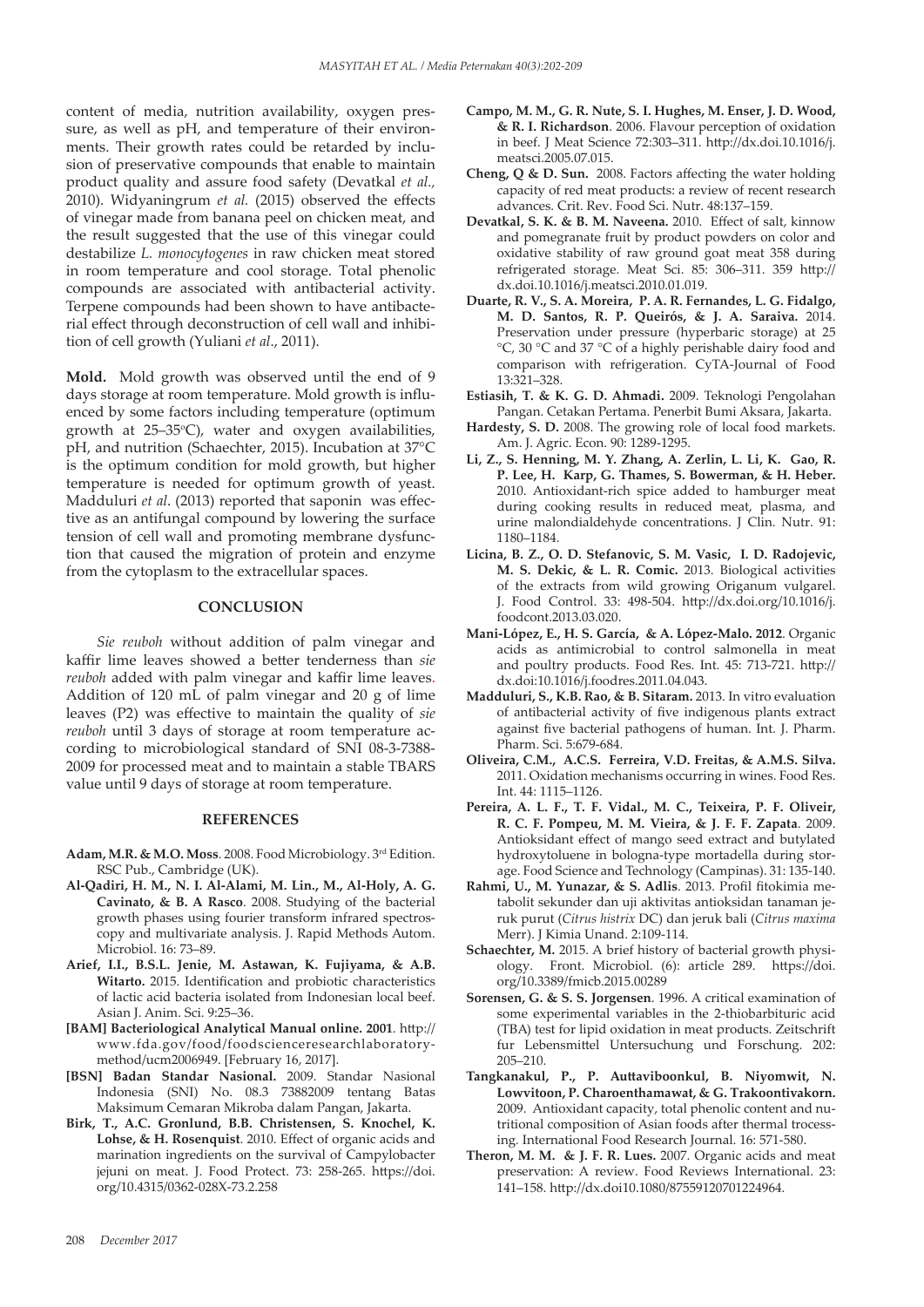content of media, nutrition availability, oxygen pressure, as well as pH, and temperature of their environments. Their growth rates could be retarded by inclusion of preservative compounds that enable to maintain product quality and assure food safety (Devatkal *et al.*, 2010). Widyaningrum *et al.* (2015) observed the effects of vinegar made from banana peel on chicken meat, and the result suggested that the use of this vinegar could destabilize *L. monocytogenes* in raw chicken meat stored in room temperature and cool storage. Total phenolic compounds are associated with antibacterial activity. Terpene compounds had been shown to have antibacterial effect through deconstruction of cell wall and inhibition of cell growth (Yuliani *et al*., 2011).

**Mold.** Mold growth was observed until the end of 9 days storage at room temperature. Mold growth is influenced by some factors including temperature (optimum growth at 25–35°C), water and oxygen availabilities, pH, and nutrition (Schaechter, 2015). Incubation at 37°C is the optimum condition for mold growth, but higher temperature is needed for optimum growth of yeast. Madduluri *et al*. (2013) reported that saponin was effective as an antifungal compound by lowering the surface tension of cell wall and promoting membrane dysfunction that caused the migration of protein and enzyme from the cytoplasm to the extracellular spaces.

## CONCLUSION

*Sie reuboh* without addition of palm vinegar and kaffir lime leaves showed a better tenderness than *sie reuboh* added with palm vinegar and kaffir lime leaves. Addition of 120 mL of palm vinegar and 20 g of lime leaves (P2) was effective to maintain the quality of *sie reuboh* until 3 days of storage at room temperature according to microbiological standard of SNI 08-3-7388-2009 for processed meat and to maintain a stable TBARS value until 9 days of storage at room temperature.

## REFERENCES

**Adam, M.R. & M.O. Moss**. 2008. Food Microbiology. 3rd Edition. RSC Pub., Cambridge (UK).

**Al-Qadiri, H. M., N. I. Al-Alami, M. Lin., M., Al-Holy, A. G. Cavinato, & B. A Rasco**. 2008. Studying of the bacterial growth phases using fourier transform infrared spectroscopy and multivariate analysis. J. Rapid Methods Autom. Microbiol. 16: 73–89.

**Arief, I.I., B.S.L. Jenie, M. Astawan, K. Fujiyama, & A.B. Witarto.** 2015. Identification and probiotic characteristics of lactic acid bacteria isolated from Indonesian local beef. Asian J. Anim. Sci. 9:25–36.

**[BAM] Bacteriological Analytical Manual online. 2001**. http://www.fda.gov/food/foodscienceresearchlaboratorymethod/ucm2006949. [February 16, 2017].

**[BSN] Badan Standar Nasional.** 2009. Standar Nasional Indonesia (SNI) No. 08.3 73882009 tentang Batas Maksimum Cemaran Mikroba dalam Pangan, Jakarta.

**Birk, T., A.C. Gronlund, B.B. Christensen, S. Knochel, K. Lohse, & H. Rosenquist**. 2010. Effect of organic acids and marination ingredients on the survival of Campylobacter jejuni on meat. J. Food Protect. 73: 258-265. https://doi.org/10.4315/0362-028X-73.2.258

**Campo, M. M., G. R. Nute, S. I. Hughes, M. Enser, J. D. Wood, & R. I. Richardson**. 2006. Flavour perception of oxidation in beef. J Meat Science 72:303–311. http://dx.doi.10.1016/j.meatsci.2005.07.015.

**Cheng, Q & D. Sun.** 2008. Factors affecting the water holding capacity of red meat products: a review of recent research advances. Crit. Rev. Food Sci. Nutr. 48:137–159.

**Devatkal, S. K. & B. M. Naveena.** 2010. Effect of salt, kinnow and pomegranate fruit by product powders on color and oxidative stability of raw ground goat meat 358 during refrigerated storage. Meat Sci. 85: 306–311. 359 http://dx.doi.10.1016/j.meatsci.2010.01.019.

**Duarte, R. V., S. A. Moreira, P. A. R. Fernandes, L. G. Fidalgo, M. D. Santos, R. P. Queirós, & J. A. Saraiva.** 2014. Preservation under pressure (hyperbaric storage) at 25 °C, 30 °C and 37 °C of a highly perishable dairy food and comparison with refrigeration. CyTA-Journal of Food 13:321–328.

**Estiasih, T. & K. G. D. Ahmadi.** 2009. Teknologi Pengolahan Pangan. Cetakan Pertama. Penerbit Bumi Aksara, Jakarta.

**Hardesty, S. D.** 2008. The growing role of local food markets. Am. J. Agric. Econ. 90: 1289-1295.

**Li, Z., S. Henning, M. Y. Zhang, A. Zerlin, L. Li, K. Gao, R. P. Lee, H. Karp, G. Thames, S. Bowerman, & H. Heber.** 2010. Antioxidant-rich spice added to hamburger meat during cooking results in reduced meat, plasma, and urine malondialdehyde concentrations. J Clin. Nutr. 91: 1180–1184.

**Licina, B. Z., O. D. Stefanovic, S. M. Vasic, I. D. Radojevic, M. S. Dekic, & L. R. Comic.** 2013. Biological activities of the extracts from wild growing Origanum vulgarel. J. Food Control. 33: 498-504. http://dx.doi.org/10.1016/j.foodcont.2013.03.020.

**Mani-López, E., H. S. García, & A. López-Malo. 2012**. Organic acids as antimicrobial to control salmonella in meat and poultry products. Food Res. Int. 45: 713-721. http://dx.doi:10.1016/j.foodres.2011.04.043.

**Madduluri, S., K.B. Rao, & B. Sitaram.** 2013. In vitro evaluation of antibacterial activity of five indigenous plants extract against five bacterial pathogens of human. Int. J. Pharm. Pharm. Sci. 5:679-684.

**Oliveira, C.M., A.C.S. Ferreira, V.D. Freitas, & A.M.S. Silva.** 2011. Oxidation mechanisms occurring in wines. Food Res. Int. 44: 1115–1126.

**Pereira, A. L. F., T. F. Vidal., M. C., Teixeira, P. F. Oliveir, R. C. F. Pompeu, M. M. Vieira, & J. F. F. Zapata**. 2009. Antioksidant effect of mango seed extract and butylated hydroxytoluene in bologna-type mortadella during storage. Food Science and Technology (Campinas). 31: 135-140.

**Rahmi, U., M. Yunazar, & S. Adlis**. 2013. Profil fitokimia metabolit sekunder dan uji aktivitas antioksidan tanaman jeruk purut (*Citrus histrix* DC) dan jeruk bali (*Citrus maxima* Merr). J Kimia Unand. 2:109-114.

**Schaechter, M.** 2015. A brief history of bacterial growth physiology. Front. Microbiol. (6): article 289. https://doi.org/10.3389/fmicb.2015.00289

**Sorensen, G. & S. S. Jorgensen**. 1996. A critical examination of some experimental variables in the 2-thiobarbituric acid (TBA) test for lipid oxidation in meat products. Zeitschrift fur Lebensmittel Untersuchung und Forschung. 202: 205–210.

**Tangkanakul, P., P. Auttaviboonkul, B. Niyomwit, N. Lowvitoon, P. Charoenthamawat, & G. Trakoontivakorn.** 2009. Antioxidant capacity, total phenolic content and nutritional composition of Asian foods after thermal processing. International Food Research Journal. 16: 571-580.

**Theron, M. M. & J. F. R. Lues.** 2007. Organic acids and meat preservation: A review. Food Reviews International. 23: 141–158. http://dx.doi10.1080/87559120701224964.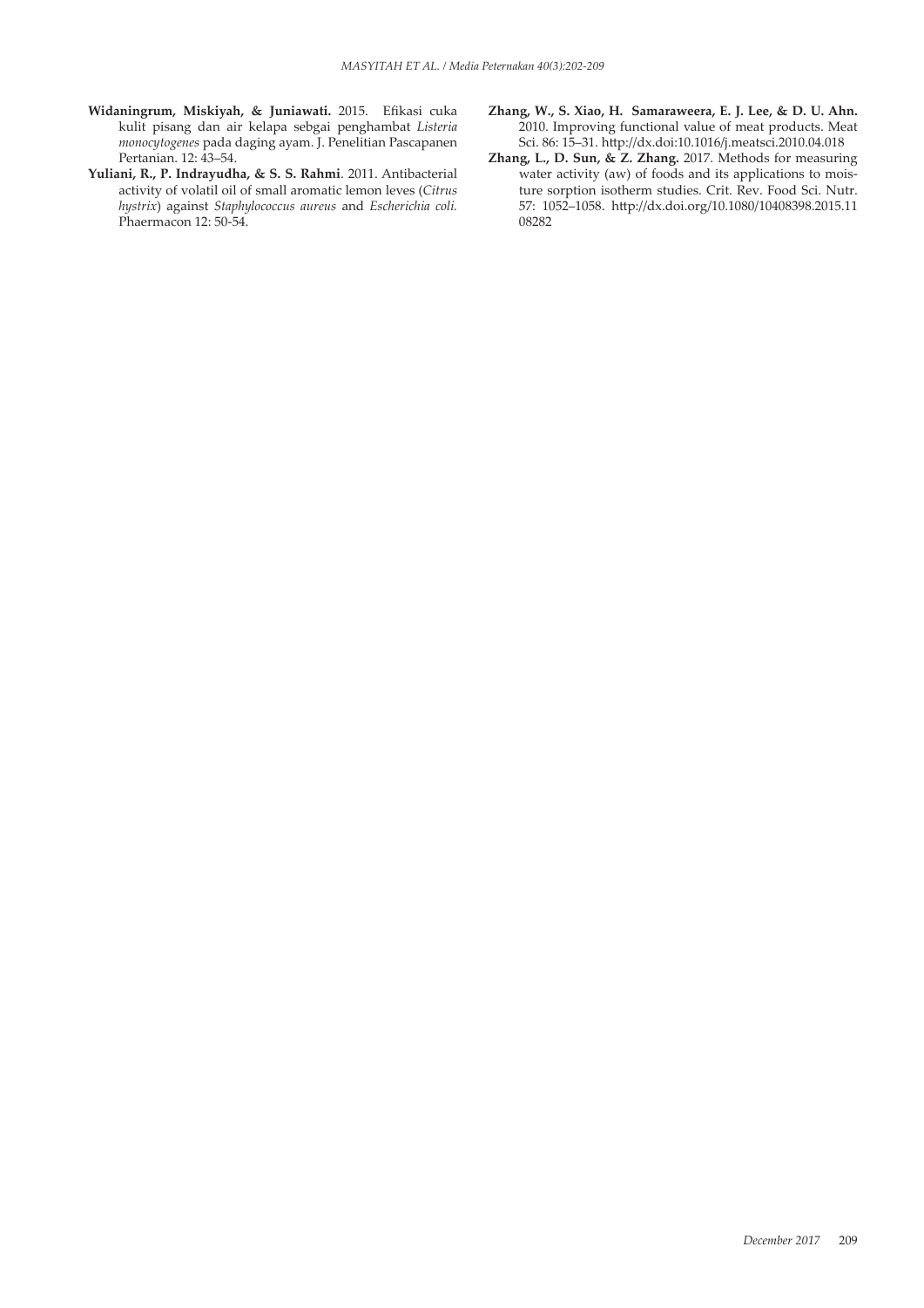**Widaningrum, Miskiyah, & Juniawati.** 2015. Efikasi cuka kulit pisang dan air kelapa sebgai penghambat *Listeria monocytogenes* pada daging ayam. J. Penelitian Pascapanen Pertanian. 12: 43–54.

**Yuliani, R., P. Indrayudha, & S. S. Rahmi**. 2011. Antibacterial activity of volatil oil of small aromatic lemon leves (*Citrus hystrix*) against *Staphylococcus aureus* and *Escherichia coli.* Phaermacon 12: 50-54.

**Zhang, W., S. Xiao, H. Samaraweera, E. J. Lee, & D. U. Ahn.** 2010. Improving functional value of meat products. Meat Sci. 86: 15–31. http://dx.doi:10.1016/j.meatsci.2010.04.018

**Zhang, L., D. Sun, & Z. Zhang.** 2017. Methods for measuring water activity (aw) of foods and its applications to moisture sorption isotherm studies. Crit. Rev. Food Sci. Nutr. 57: 1052–1058. http://dx.doi.org/10.1080/10408398.2015.1108282